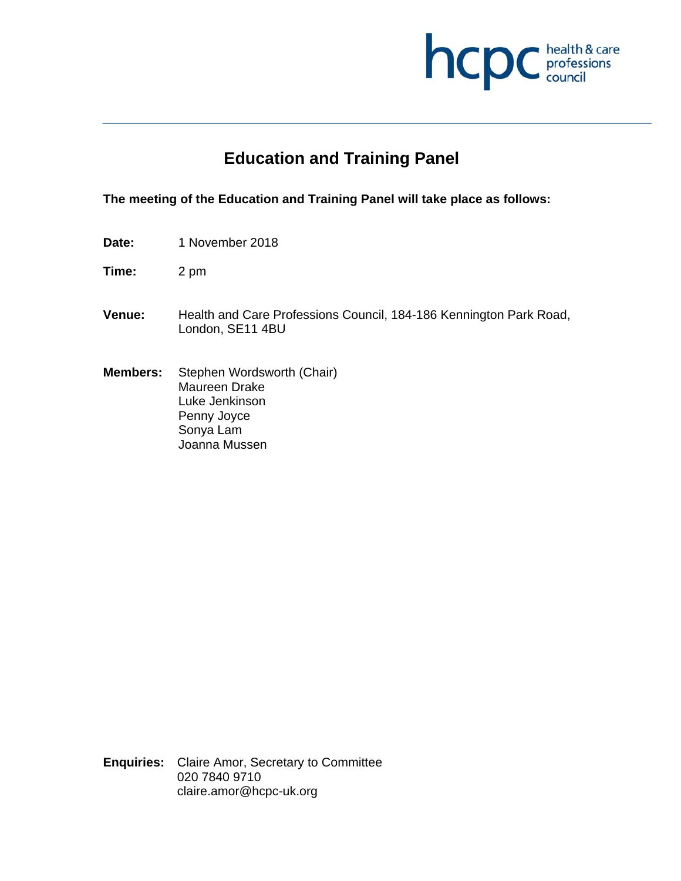# Education and Training Panel

**The meeting of the Education and Training Panel will take place as follows:**

**Date:** 1 November 2018

**Time:** 2 pm

**Venue:** Health and Care Professions Council, 184-186 Kennington Park Road, London, SE11 4BU

**Members:** Stephen Wordsworth (Chair)
Maureen Drake
Luke Jenkinson
Penny Joyce
Sonya Lam
Joanna Mussen

**Enquiries:** Claire Amor, Secretary to Committee
020 7840 9710
claire.amor@hcpc-uk.org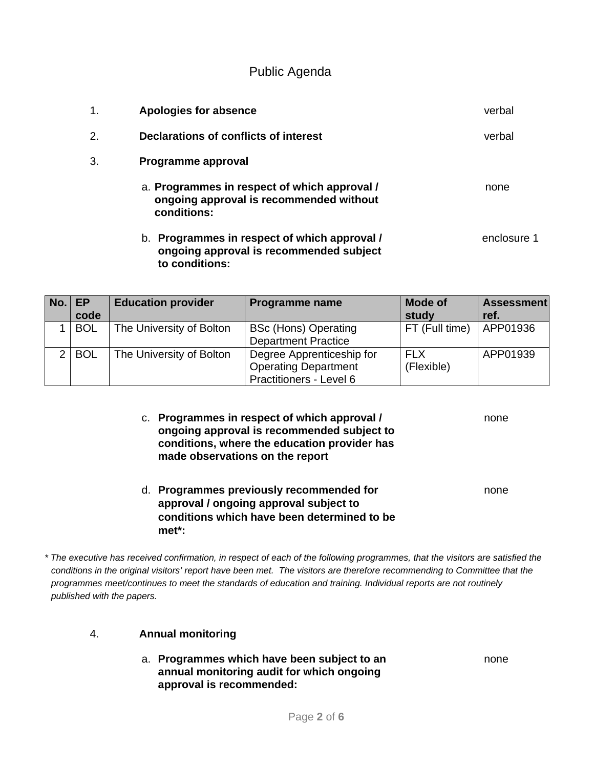## Public Agenda

1. **Apologies for absence** — verbal

2. **Declarations of conflicts of interest** — verbal

3. **Programme approval**

   a. **Programmes in respect of which approval / ongoing approval is recommended without conditions:** — none

   b. **Programmes in respect of which approval / ongoing approval is recommended subject to conditions:** — enclosure 1

| No. | EP code | Education provider | Programme name | Mode of study | Assessment ref. |
|---|---|---|---|---|---|
| 1 | BOL | The University of Bolton | BSc (Hons) Operating Department Practice | FT (Full time) | APP01936 |
| 2 | BOL | The University of Bolton | Degree Apprenticeship for Operating Department Practitioners - Level 6 | FLX (Flexible) | APP01939 |

   c. **Programmes in respect of which approval / ongoing approval is recommended subject to conditions, where the education provider has made observations on the report** — none

   d. **Programmes previously recommended for approval / ongoing approval subject to conditions which have been determined to be met*:** — none

*\* The executive has received confirmation, in respect of each of the following programmes, that the visitors are satisfied the conditions in the original visitors' report have been met. The visitors are therefore recommending to Committee that the programmes meet/continues to meet the standards of education and training. Individual reports are not routinely published with the papers.*

4. **Annual monitoring**

   a. **Programmes which have been subject to an annual monitoring audit for which ongoing approval is recommended:** — none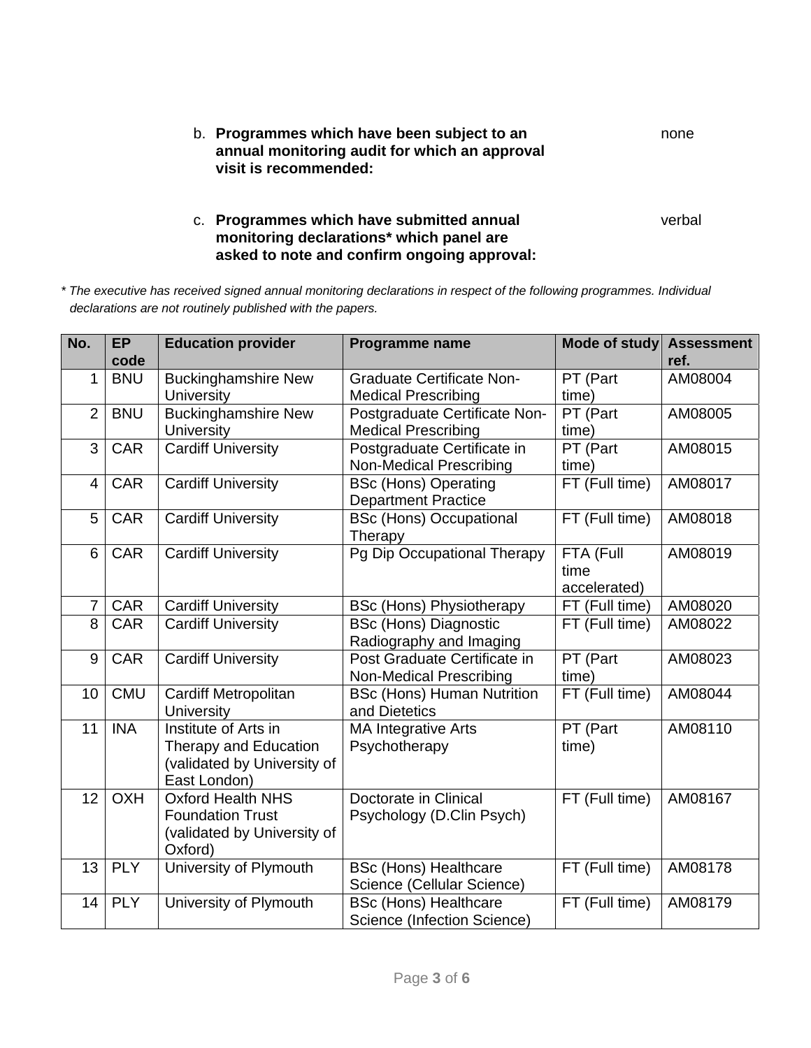b. **Programmes which have been subject to an annual monitoring audit for which an approval visit is recommended:** none

c. **Programmes which have submitted annual monitoring declarations* which panel are asked to note and confirm ongoing approval:** verbal

*\* The executive has received signed annual monitoring declarations in respect of the following programmes. Individual declarations are not routinely published with the papers.*

| No. | EP code | Education provider | Programme name | Mode of study | Assessment ref. |
|---|---|---|---|---|---|
| 1 | BNU | Buckinghamshire New University | Graduate Certificate Non-Medical Prescribing | PT (Part time) | AM08004 |
| 2 | BNU | Buckinghamshire New University | Postgraduate Certificate Non-Medical Prescribing | PT (Part time) | AM08005 |
| 3 | CAR | Cardiff University | Postgraduate Certificate in Non-Medical Prescribing | PT (Part time) | AM08015 |
| 4 | CAR | Cardiff University | BSc (Hons) Operating Department Practice | FT (Full time) | AM08017 |
| 5 | CAR | Cardiff University | BSc (Hons) Occupational Therapy | FT (Full time) | AM08018 |
| 6 | CAR | Cardiff University | Pg Dip Occupational Therapy | FTA (Full time accelerated) | AM08019 |
| 7 | CAR | Cardiff University | BSc (Hons) Physiotherapy | FT (Full time) | AM08020 |
| 8 | CAR | Cardiff University | BSc (Hons) Diagnostic Radiography and Imaging | FT (Full time) | AM08022 |
| 9 | CAR | Cardiff University | Post Graduate Certificate in Non-Medical Prescribing | PT (Part time) | AM08023 |
| 10 | CMU | Cardiff Metropolitan University | BSc (Hons) Human Nutrition and Dietetics | FT (Full time) | AM08044 |
| 11 | INA | Institute of Arts in Therapy and Education (validated by University of East London) | MA Integrative Arts Psychotherapy | PT (Part time) | AM08110 |
| 12 | OXH | Oxford Health NHS Foundation Trust (validated by University of Oxford) | Doctorate in Clinical Psychology (D.Clin Psych) | FT (Full time) | AM08167 |
| 13 | PLY | University of Plymouth | BSc (Hons) Healthcare Science (Cellular Science) | FT (Full time) | AM08178 |
| 14 | PLY | University of Plymouth | BSc (Hons) Healthcare Science (Infection Science) | FT (Full time) | AM08179 |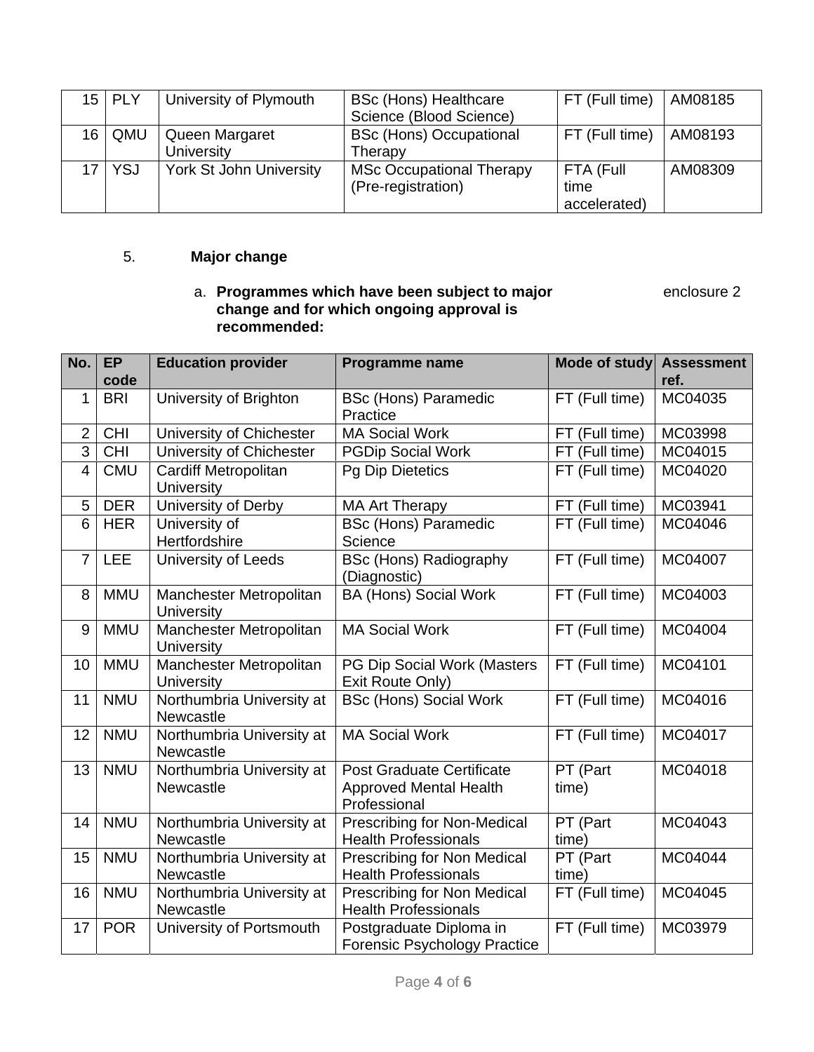| 15 | PLY | University of Plymouth | BSc (Hons) Healthcare Science (Blood Science) | FT (Full time) | AM08185 |
|---|---|---|---|---|---|
| 16 | QMU | Queen Margaret University | BSc (Hons) Occupational Therapy | FT (Full time) | AM08193 |
| 17 | YSJ | York St John University | MSc Occupational Therapy (Pre-registration) | FTA (Full time accelerated) | AM08309 |

5. **Major change**

a. **Programmes which have been subject to major change and for which ongoing approval is recommended:** enclosure 2

| No. | EP code | Education provider | Programme name | Mode of study | Assessment ref. |
|---|---|---|---|---|---|
| 1 | BRI | University of Brighton | BSc (Hons) Paramedic Practice | FT (Full time) | MC04035 |
| 2 | CHI | University of Chichester | MA Social Work | FT (Full time) | MC03998 |
| 3 | CHI | University of Chichester | PGDip Social Work | FT (Full time) | MC04015 |
| 4 | CMU | Cardiff Metropolitan University | Pg Dip Dietetics | FT (Full time) | MC04020 |
| 5 | DER | University of Derby | MA Art Therapy | FT (Full time) | MC03941 |
| 6 | HER | University of Hertfordshire | BSc (Hons) Paramedic Science | FT (Full time) | MC04046 |
| 7 | LEE | University of Leeds | BSc (Hons) Radiography (Diagnostic) | FT (Full time) | MC04007 |
| 8 | MMU | Manchester Metropolitan University | BA (Hons) Social Work | FT (Full time) | MC04003 |
| 9 | MMU | Manchester Metropolitan University | MA Social Work | FT (Full time) | MC04004 |
| 10 | MMU | Manchester Metropolitan University | PG Dip Social Work (Masters Exit Route Only) | FT (Full time) | MC04101 |
| 11 | NMU | Northumbria University at Newcastle | BSc (Hons) Social Work | FT (Full time) | MC04016 |
| 12 | NMU | Northumbria University at Newcastle | MA Social Work | FT (Full time) | MC04017 |
| 13 | NMU | Northumbria University at Newcastle | Post Graduate Certificate Approved Mental Health Professional | PT (Part time) | MC04018 |
| 14 | NMU | Northumbria University at Newcastle | Prescribing for Non-Medical Health Professionals | PT (Part time) | MC04043 |
| 15 | NMU | Northumbria University at Newcastle | Prescribing for Non Medical Health Professionals | PT (Part time) | MC04044 |
| 16 | NMU | Northumbria University at Newcastle | Prescribing for Non Medical Health Professionals | FT (Full time) | MC04045 |
| 17 | POR | University of Portsmouth | Postgraduate Diploma in Forensic Psychology Practice | FT (Full time) | MC03979 |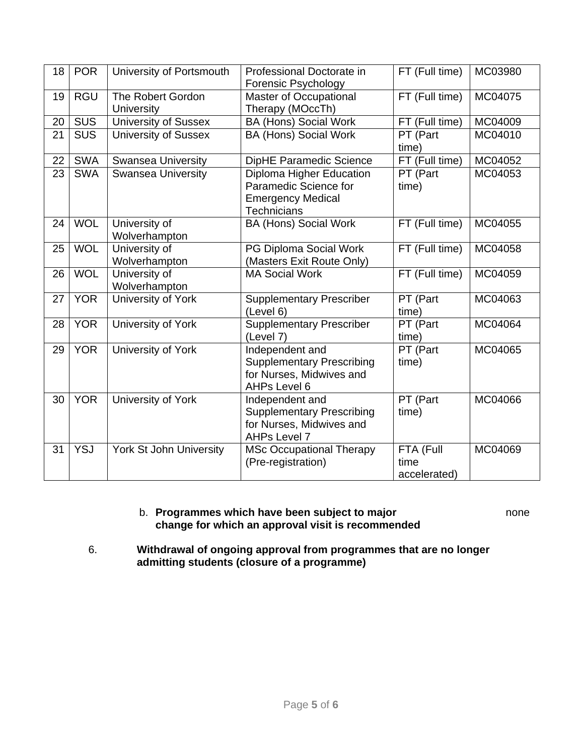| 18 | POR | University of Portsmouth | Professional Doctorate in Forensic Psychology | FT (Full time) | MC03980 |
|---|---|---|---|---|---|
| 19 | RGU | The Robert Gordon University | Master of Occupational Therapy (MOccTh) | FT (Full time) | MC04075 |
| 20 | SUS | University of Sussex | BA (Hons) Social Work | FT (Full time) | MC04009 |
| 21 | SUS | University of Sussex | BA (Hons) Social Work | PT (Part time) | MC04010 |
| 22 | SWA | Swansea University | DipHE Paramedic Science | FT (Full time) | MC04052 |
| 23 | SWA | Swansea University | Diploma Higher Education Paramedic Science for Emergency Medical Technicians | PT (Part time) | MC04053 |
| 24 | WOL | University of Wolverhampton | BA (Hons) Social Work | FT (Full time) | MC04055 |
| 25 | WOL | University of Wolverhampton | PG Diploma Social Work (Masters Exit Route Only) | FT (Full time) | MC04058 |
| 26 | WOL | University of Wolverhampton | MA Social Work | FT (Full time) | MC04059 |
| 27 | YOR | University of York | Supplementary Prescriber (Level 6) | PT (Part time) | MC04063 |
| 28 | YOR | University of York | Supplementary Prescriber (Level 7) | PT (Part time) | MC04064 |
| 29 | YOR | University of York | Independent and Supplementary Prescribing for Nurses, Midwives and AHPs Level 6 | PT (Part time) | MC04065 |
| 30 | YOR | University of York | Independent and Supplementary Prescribing for Nurses, Midwives and AHPs Level 7 | PT (Part time) | MC04066 |
| 31 | YSJ | York St John University | MSc Occupational Therapy (Pre-registration) | FTA (Full time accelerated) | MC04069 |

b. **Programmes which have been subject to major change for which an approval visit is recommended** none

6. **Withdrawal of ongoing approval from programmes that are no longer admitting students (closure of a programme)**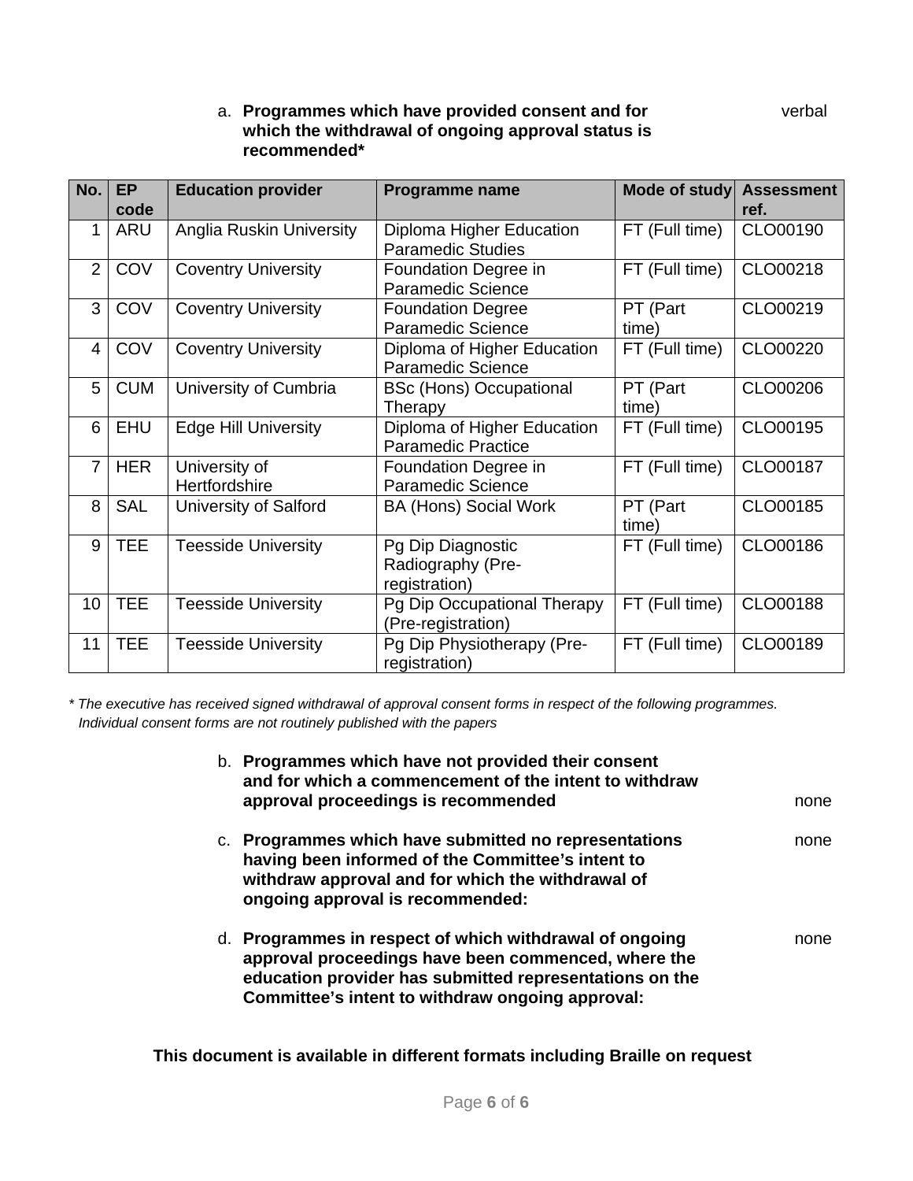a. **Programmes which have provided consent and for which the withdrawal of ongoing approval status is recommended*** verbal

| No. | EP code | Education provider | Programme name | Mode of study | Assessment ref. |
|---|---|---|---|---|---|
| 1 | ARU | Anglia Ruskin University | Diploma Higher Education Paramedic Studies | FT (Full time) | CLO00190 |
| 2 | COV | Coventry University | Foundation Degree in Paramedic Science | FT (Full time) | CLO00218 |
| 3 | COV | Coventry University | Foundation Degree Paramedic Science | PT (Part time) | CLO00219 |
| 4 | COV | Coventry University | Diploma of Higher Education Paramedic Science | FT (Full time) | CLO00220 |
| 5 | CUM | University of Cumbria | BSc (Hons) Occupational Therapy | PT (Part time) | CLO00206 |
| 6 | EHU | Edge Hill University | Diploma of Higher Education Paramedic Practice | FT (Full time) | CLO00195 |
| 7 | HER | University of Hertfordshire | Foundation Degree in Paramedic Science | FT (Full time) | CLO00187 |
| 8 | SAL | University of Salford | BA (Hons) Social Work | PT (Part time) | CLO00185 |
| 9 | TEE | Teesside University | Pg Dip Diagnostic Radiography (Pre-registration) | FT (Full time) | CLO00186 |
| 10 | TEE | Teesside University | Pg Dip Occupational Therapy (Pre-registration) | FT (Full time) | CLO00188 |
| 11 | TEE | Teesside University | Pg Dip Physiotherapy (Pre-registration) | FT (Full time) | CLO00189 |

*\* The executive has received signed withdrawal of approval consent forms in respect of the following programmes. Individual consent forms are not routinely published with the papers*

b. **Programmes which have not provided their consent and for which a commencement of the intent to withdraw approval proceedings is recommended** none

c. **Programmes which have submitted no representations having been informed of the Committee's intent to withdraw approval and for which the withdrawal of ongoing approval is recommended:** none

d. **Programmes in respect of which withdrawal of ongoing approval proceedings have been commenced, where the education provider has submitted representations on the Committee's intent to withdraw ongoing approval:** none

**This document is available in different formats including Braille on request**